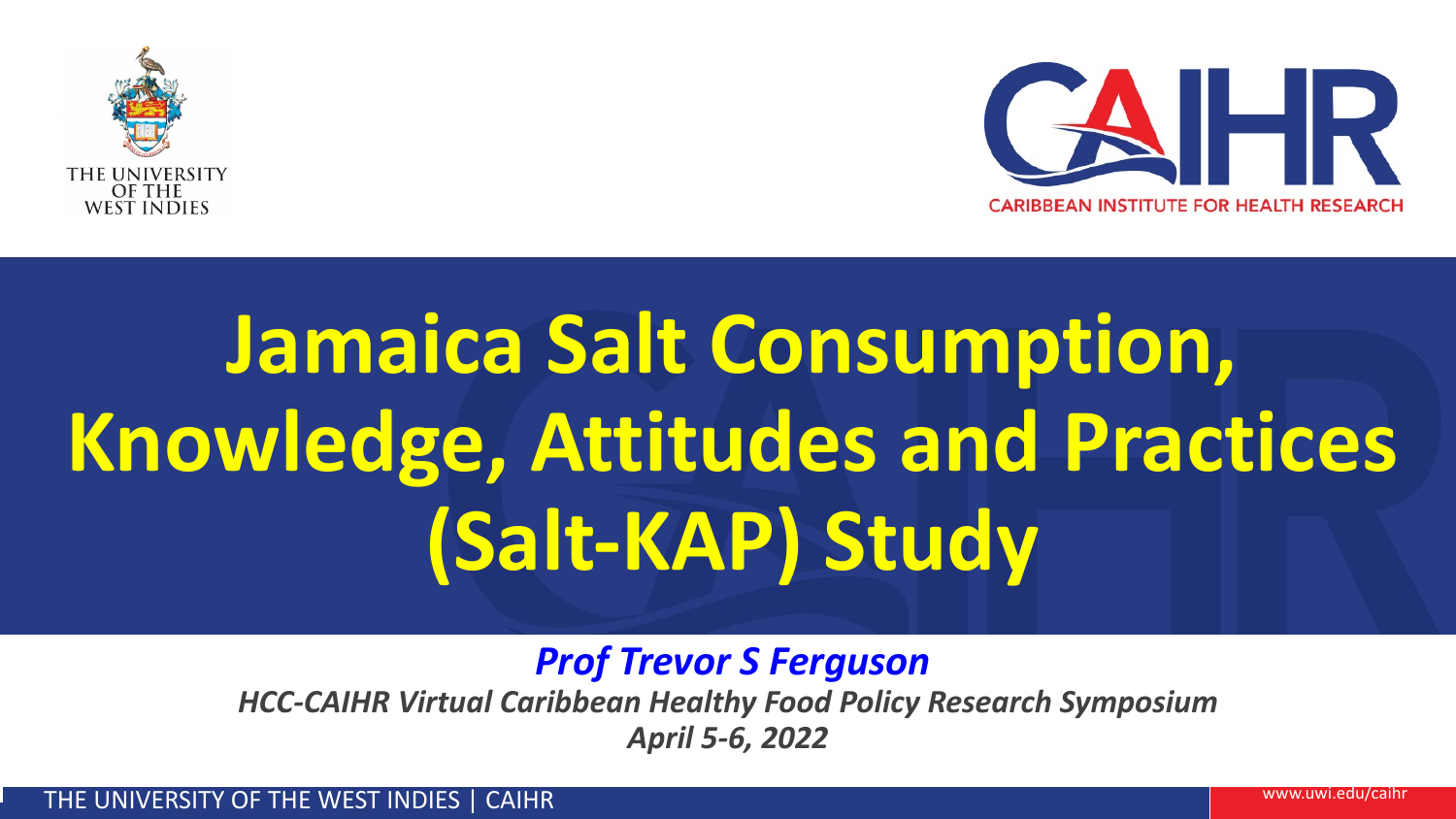THE UNIVERSITY OF THE WEST INDIES

CAIHR — CARIBBEAN INSTITUTE FOR HEALTH RESEARCH

# Jamaica Salt Consumption, Knowledge, Attitudes and Practices (Salt-KAP) Study

***Prof Trevor S Ferguson***

*HCC-CAIHR Virtual Caribbean Healthy Food Policy Research Symposium*

*April 5-6, 2022*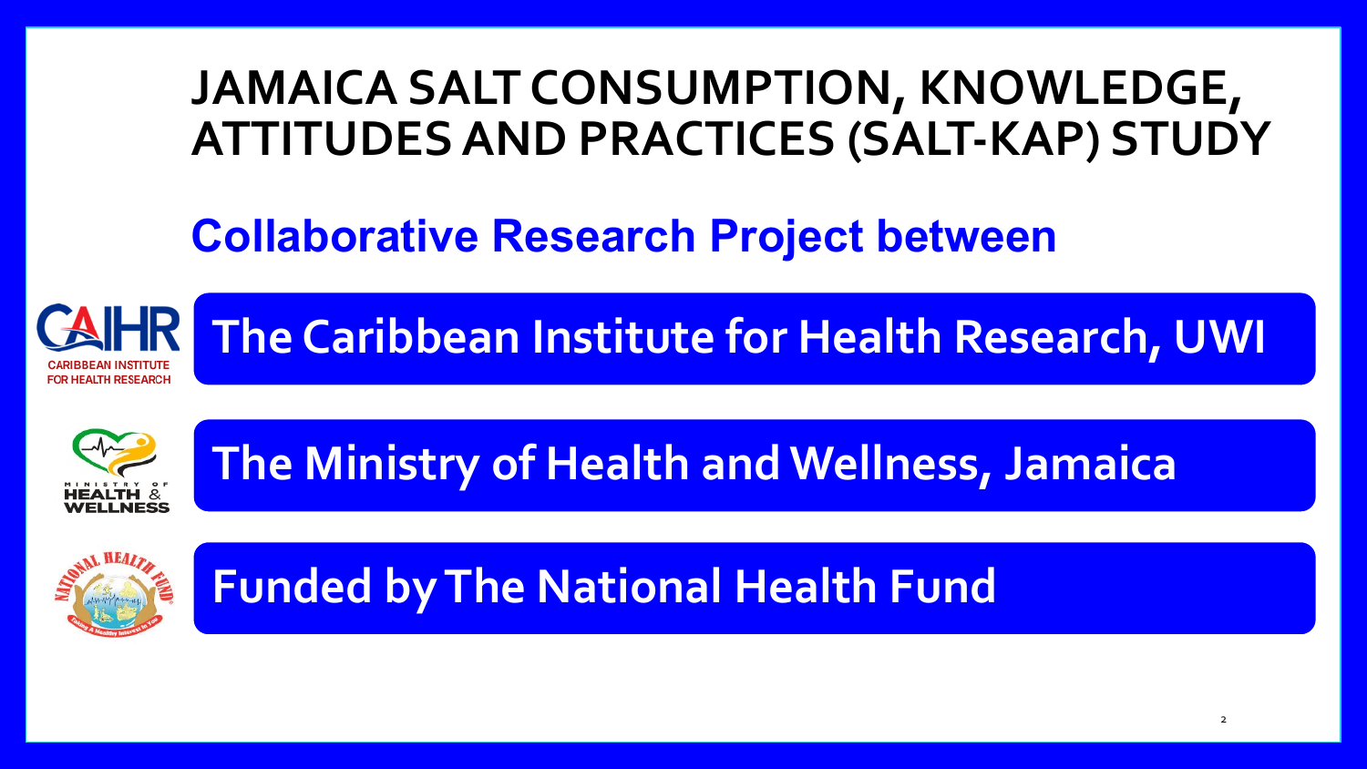# JAMAICA SALT CONSUMPTION, KNOWLEDGE, ATTITUDES AND PRACTICES (SALT-KAP) STUDY

## Collaborative Research Project between

CAIHR – CARIBBEAN INSTITUTE FOR HEALTH RESEARCH

**The Caribbean Institute for Health Research, UWI**

MINISTRY OF HEALTH & WELLNESS

**The Ministry of Health and Wellness, Jamaica**

NATIONAL HEALTH FUND

**Funded by The National Health Fund**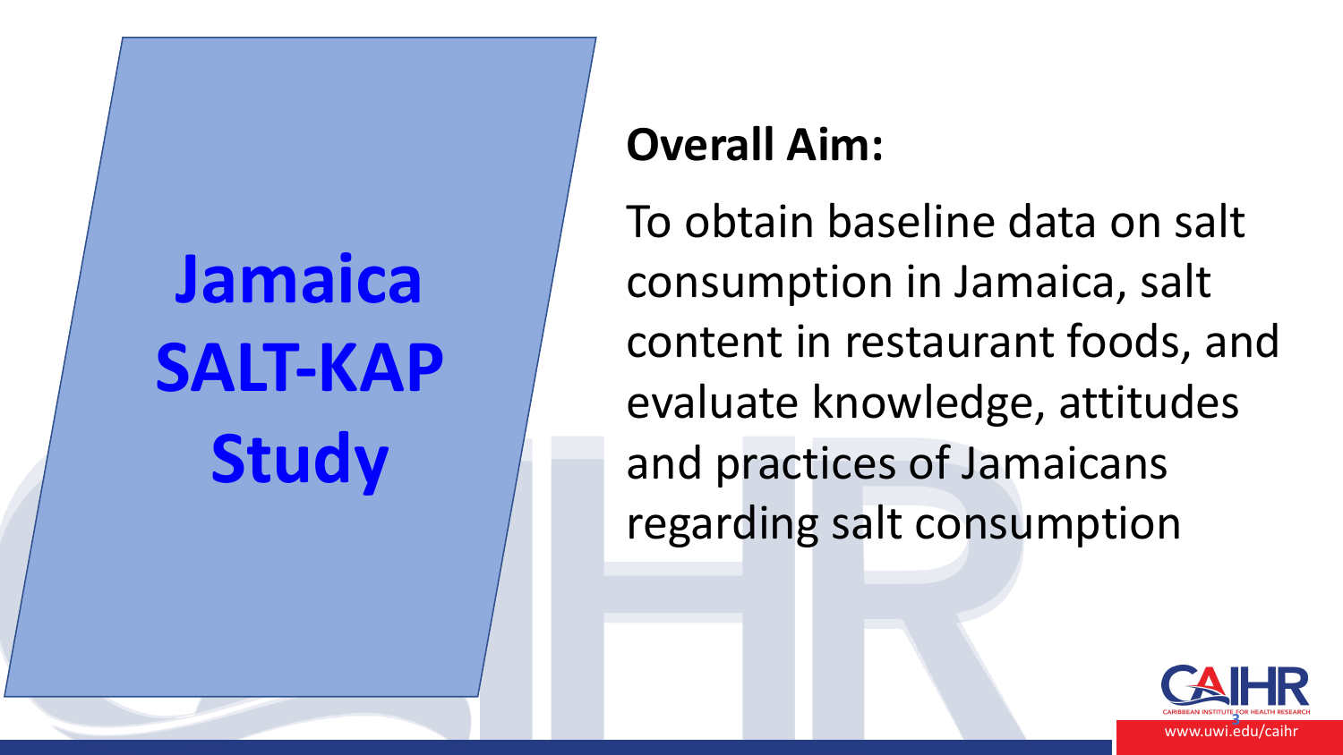# Jamaica SALT-KAP Study

**Overall Aim:**

To obtain baseline data on salt consumption in Jamaica, salt content in restaurant foods, and evaluate knowledge, attitudes and practices of Jamaicans regarding salt consumption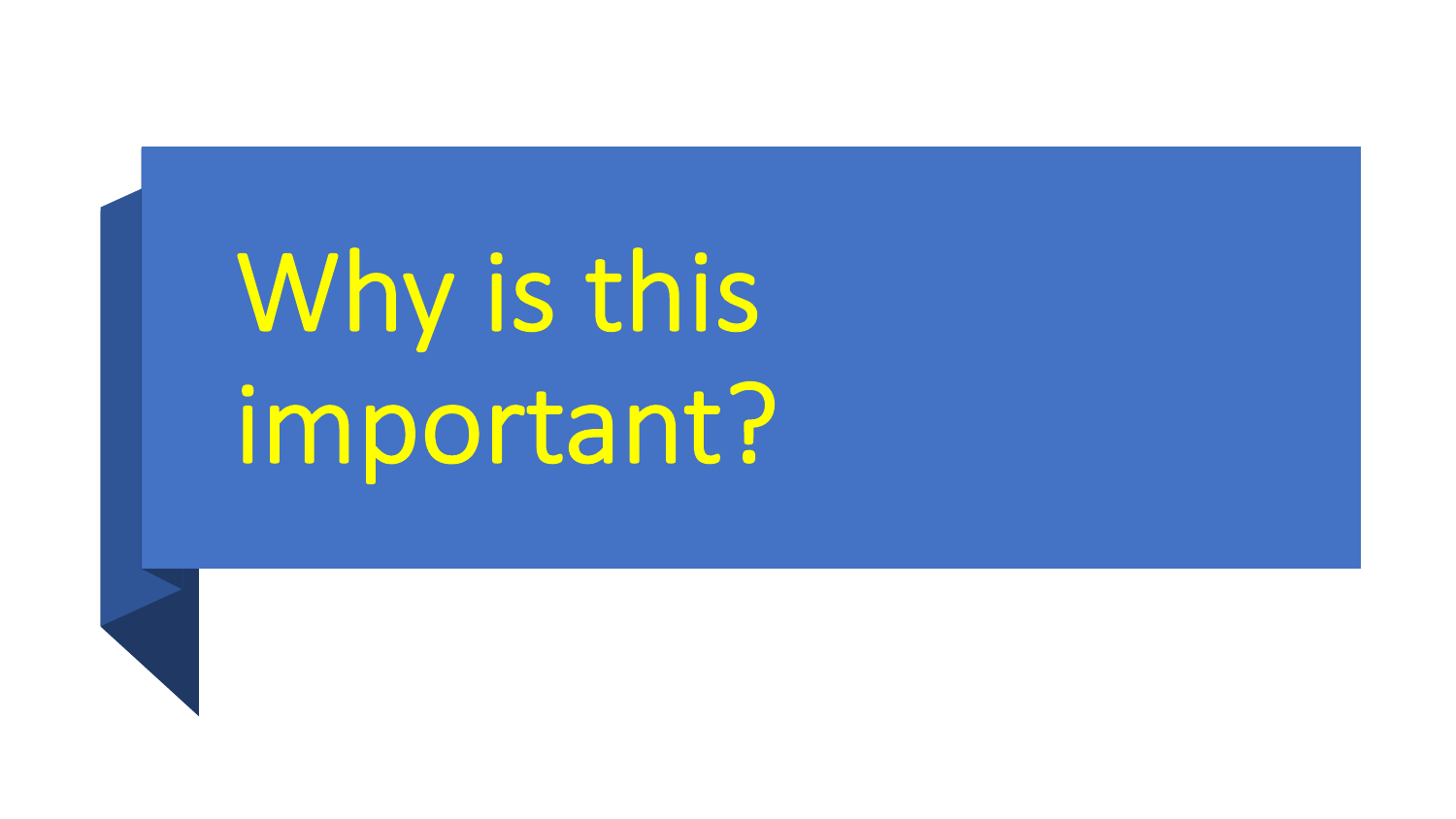# Why is this important?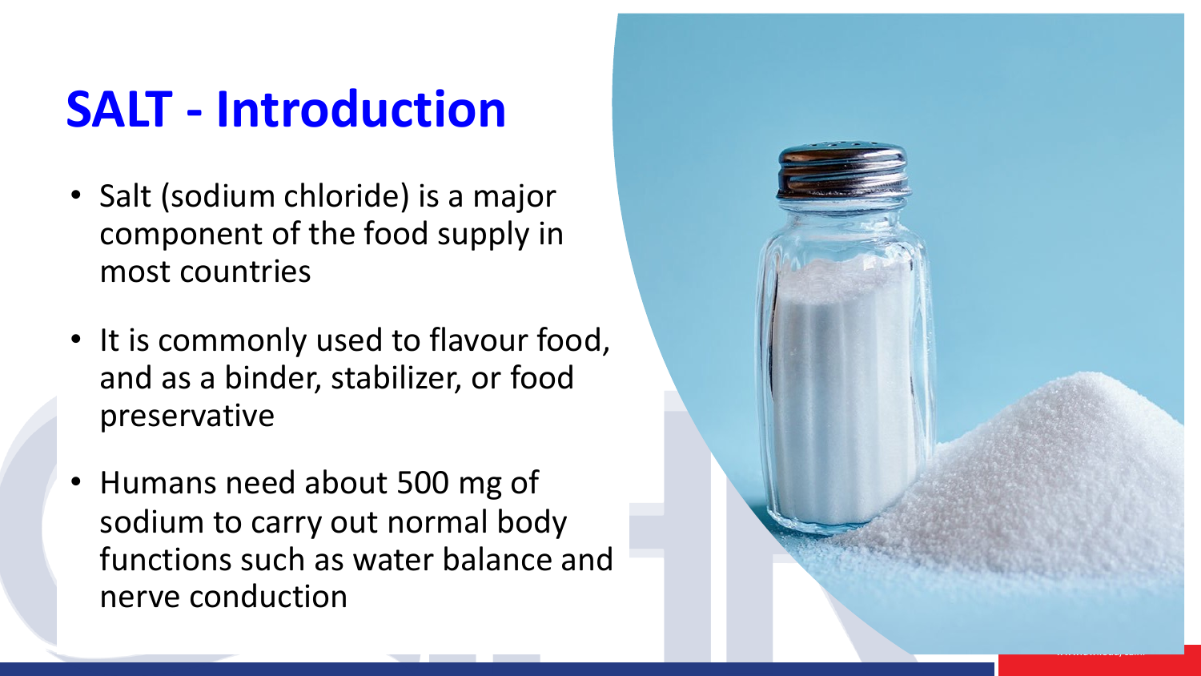# SALT - Introduction

- Salt (sodium chloride) is a major component of the food supply in most countries
- It is commonly used to flavour food, and as a binder, stabilizer, or food preservative
- Humans need about 500 mg of sodium to carry out normal body functions such as water balance and nerve conduction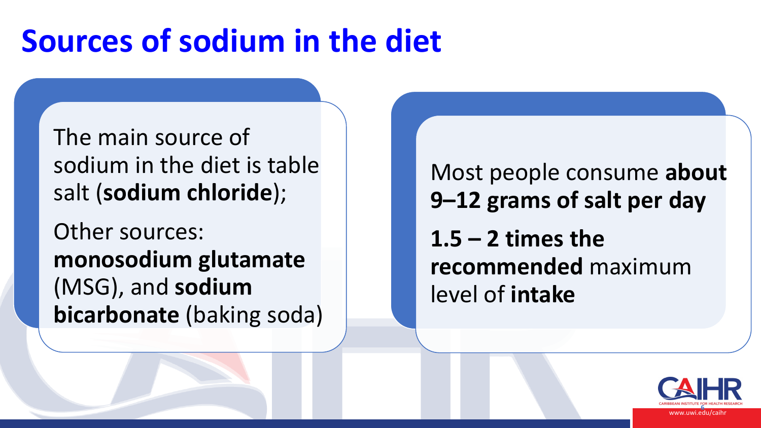# Sources of sodium in the diet

The main source of sodium in the diet is table salt (**sodium chloride**);

Other sources: **monosodium glutamate** (MSG), and **sodium bicarbonate** (baking soda)

Most people consume **about 9–12 grams of salt per day**

**1.5 – 2 times the recommended** maximum level of **intake**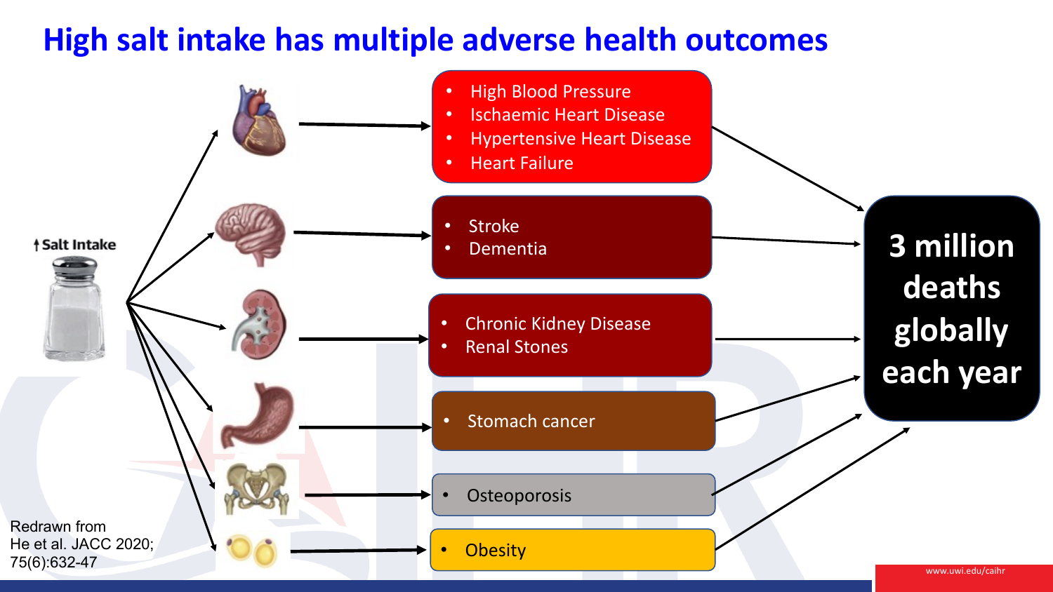# High salt intake has multiple adverse health outcomes

↑Salt Intake

- High Blood Pressure
- Ischaemic Heart Disease
- Hypertensive Heart Disease
- Heart Failure

- Stroke
- Dementia

- Chronic Kidney Disease
- Renal Stones

- Stomach cancer

- Osteoporosis

- Obesity

**3 million deaths globally each year**

Redrawn from
He et al. JACC 2020; 75(6):632-47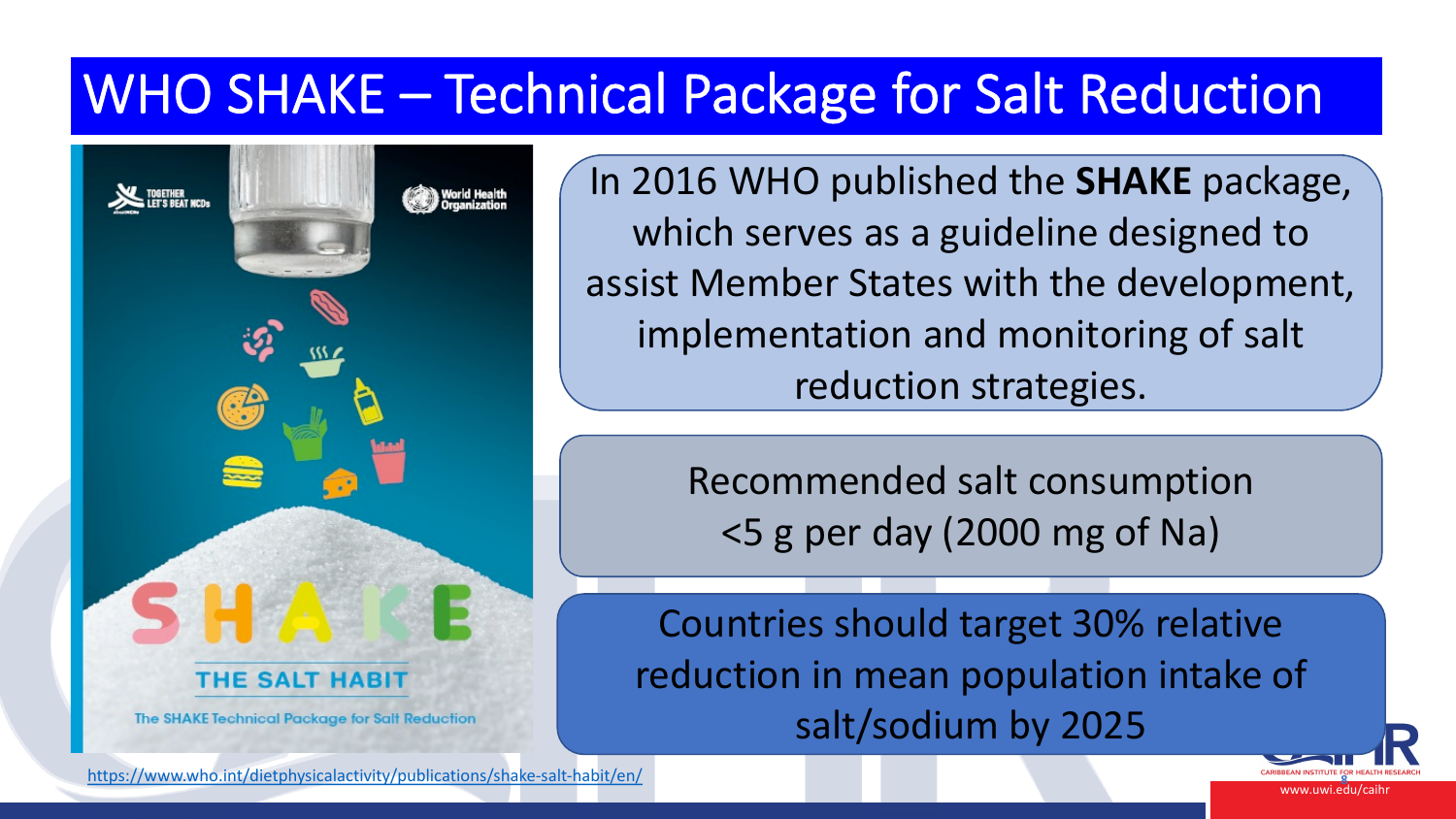# WHO SHAKE – Technical Package for Salt Reduction

In 2016 WHO published the **SHAKE** package, which serves as a guideline designed to assist Member States with the development, implementation and monitoring of salt reduction strategies.

Recommended salt consumption <5 g per day (2000 mg of Na)

Countries should target 30% relative reduction in mean population intake of salt/sodium by 2025

https://www.who.int/dietphysicalactivity/publications/shake-salt-habit/en/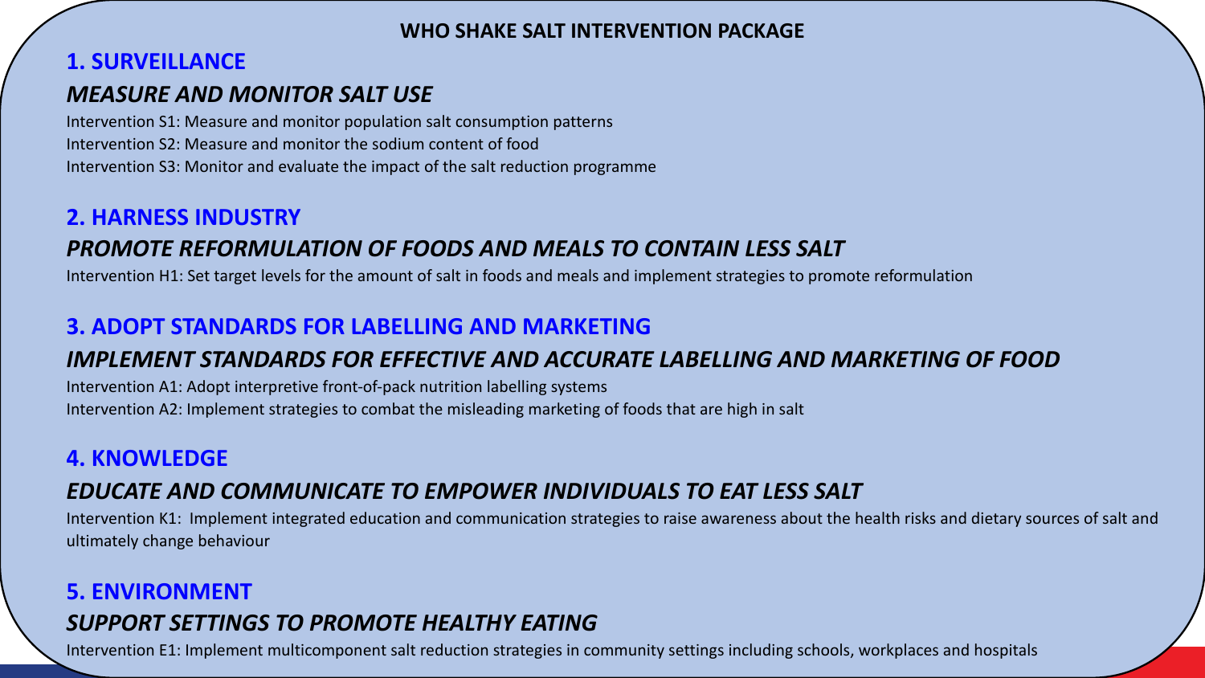# WHO SHAKE SALT INTERVENTION PACKAGE

## 1. SURVEILLANCE

### *MEASURE AND MONITOR SALT USE*

Intervention S1: Measure and monitor population salt consumption patterns

Intervention S2: Measure and monitor the sodium content of food

Intervention S3: Monitor and evaluate the impact of the salt reduction programme

## 2. HARNESS INDUSTRY

### *PROMOTE REFORMULATION OF FOODS AND MEALS TO CONTAIN LESS SALT*

Intervention H1: Set target levels for the amount of salt in foods and meals and implement strategies to promote reformulation

## 3. ADOPT STANDARDS FOR LABELLING AND MARKETING

### *IMPLEMENT STANDARDS FOR EFFECTIVE AND ACCURATE LABELLING AND MARKETING OF FOOD*

Intervention A1: Adopt interpretive front-of-pack nutrition labelling systems

Intervention A2: Implement strategies to combat the misleading marketing of foods that are high in salt

## 4. KNOWLEDGE

### *EDUCATE AND COMMUNICATE TO EMPOWER INDIVIDUALS TO EAT LESS SALT*

Intervention K1: Implement integrated education and communication strategies to raise awareness about the health risks and dietary sources of salt and ultimately change behaviour

## 5. ENVIRONMENT

### *SUPPORT SETTINGS TO PROMOTE HEALTHY EATING*

Intervention E1: Implement multicomponent salt reduction strategies in community settings including schools, workplaces and hospitals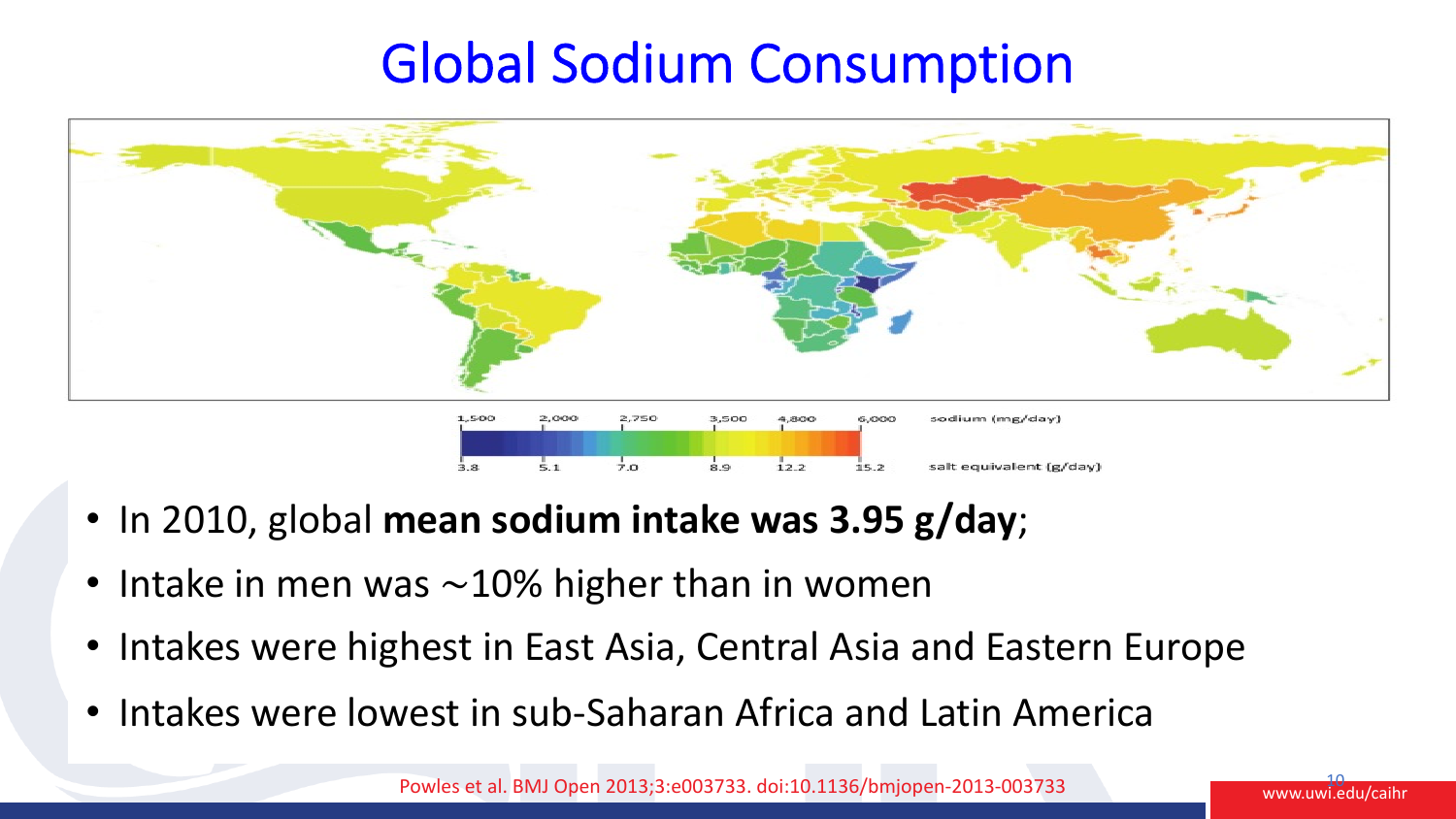# Global Sodium Consumption

1,500 2,000 2,750 3,500 4,800 6,000 sodium (mg/day)

3.8 5.1 7.0 8.9 12.2 15.2 salt equivalent (g/day)

- In 2010, global **mean sodium intake was 3.95 g/day**;
- Intake in men was ~10% higher than in women
- Intakes were highest in East Asia, Central Asia and Eastern Europe
- Intakes were lowest in sub-Saharan Africa and Latin America

Powles et al. BMJ Open 2013;3:e003733. doi:10.1136/bmjopen-2013-003733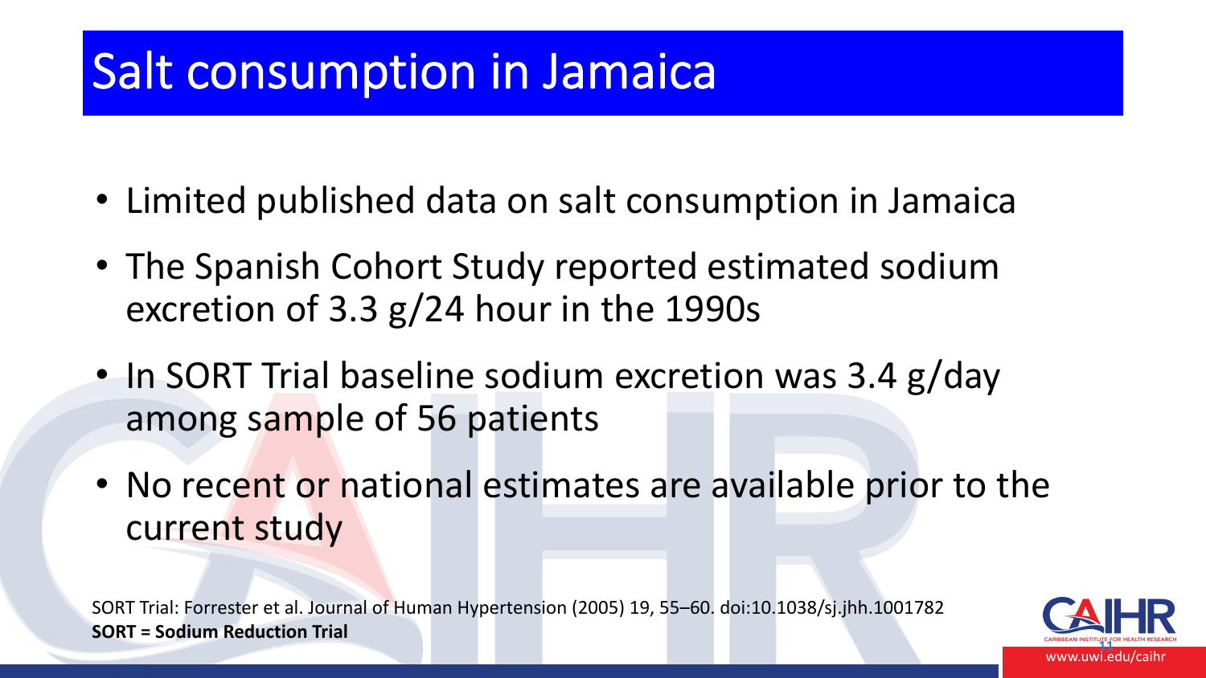# Salt consumption in Jamaica

- Limited published data on salt consumption in Jamaica
- The Spanish Cohort Study reported estimated sodium excretion of 3.3 g/24 hour in the 1990s
- In SORT Trial baseline sodium excretion was 3.4 g/day among sample of 56 patients
- No recent or national estimates are available prior to the current study

SORT Trial: Forrester et al. Journal of Human Hypertension (2005) 19, 55–60. doi:10.1038/sj.jhh.1001782
**SORT = Sodium Reduction Trial**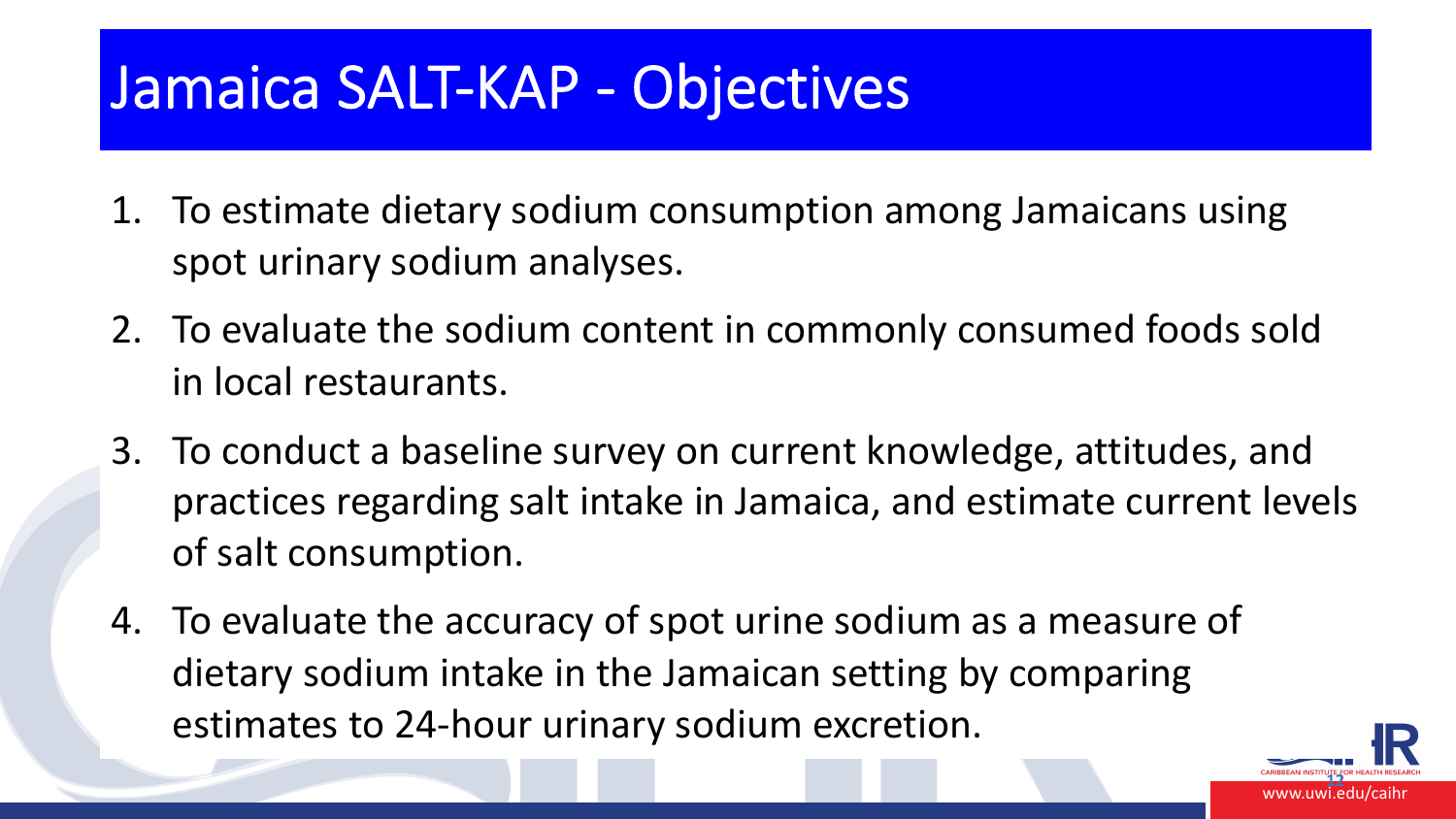# Jamaica SALT-KAP - Objectives

1. To estimate dietary sodium consumption among Jamaicans using spot urinary sodium analyses.
2. To evaluate the sodium content in commonly consumed foods sold in local restaurants.
3. To conduct a baseline survey on current knowledge, attitudes, and practices regarding salt intake in Jamaica, and estimate current levels of salt consumption.
4. To evaluate the accuracy of spot urine sodium as a measure of dietary sodium intake in the Jamaican setting by comparing estimates to 24-hour urinary sodium excretion.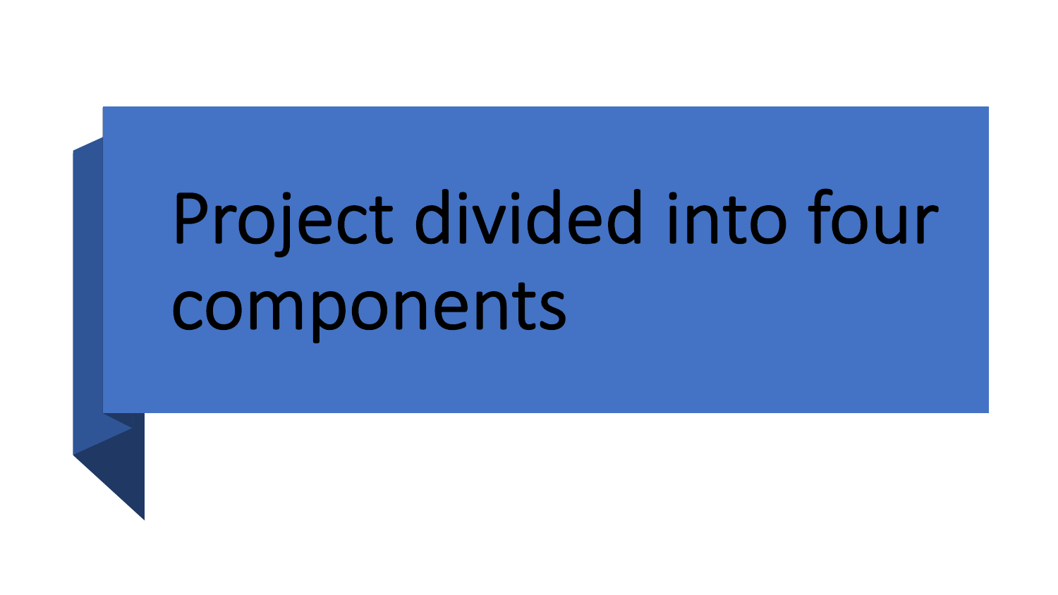# Project divided into four components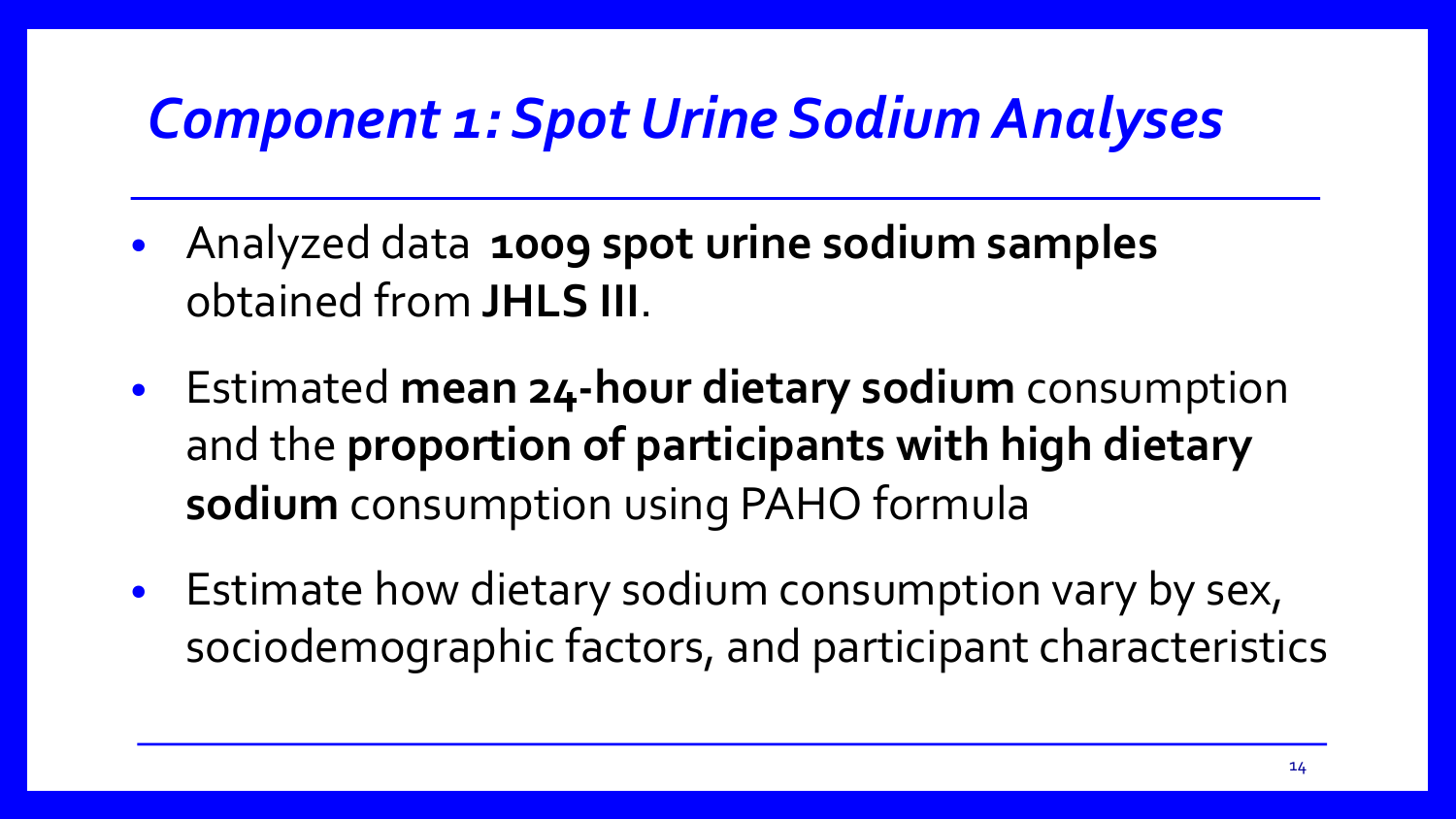# *Component 1: Spot Urine Sodium Analyses*

- Analyzed data **1009 spot urine sodium samples** obtained from **JHLS III**.
- Estimated **mean 24-hour dietary sodium** consumption and the **proportion of participants with high dietary sodium** consumption using PAHO formula
- Estimate how dietary sodium consumption vary by sex, sociodemographic factors, and participant characteristics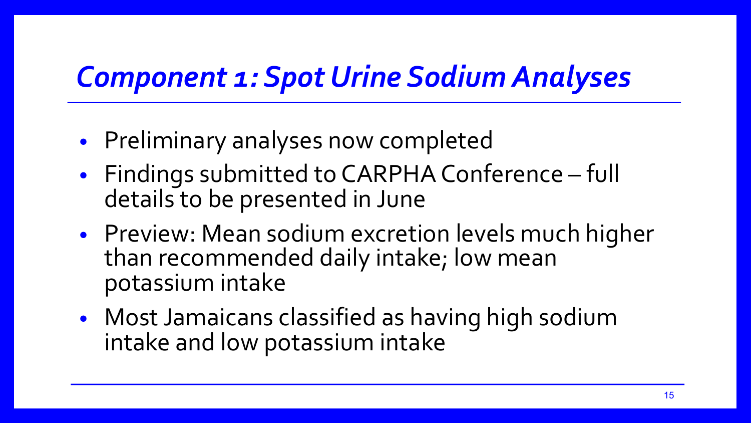# *Component 1: Spot Urine Sodium Analyses*

- Preliminary analyses now completed
- Findings submitted to CARPHA Conference – full details to be presented in June
- Preview: Mean sodium excretion levels much higher than recommended daily intake; low mean potassium intake
- Most Jamaicans classified as having high sodium intake and low potassium intake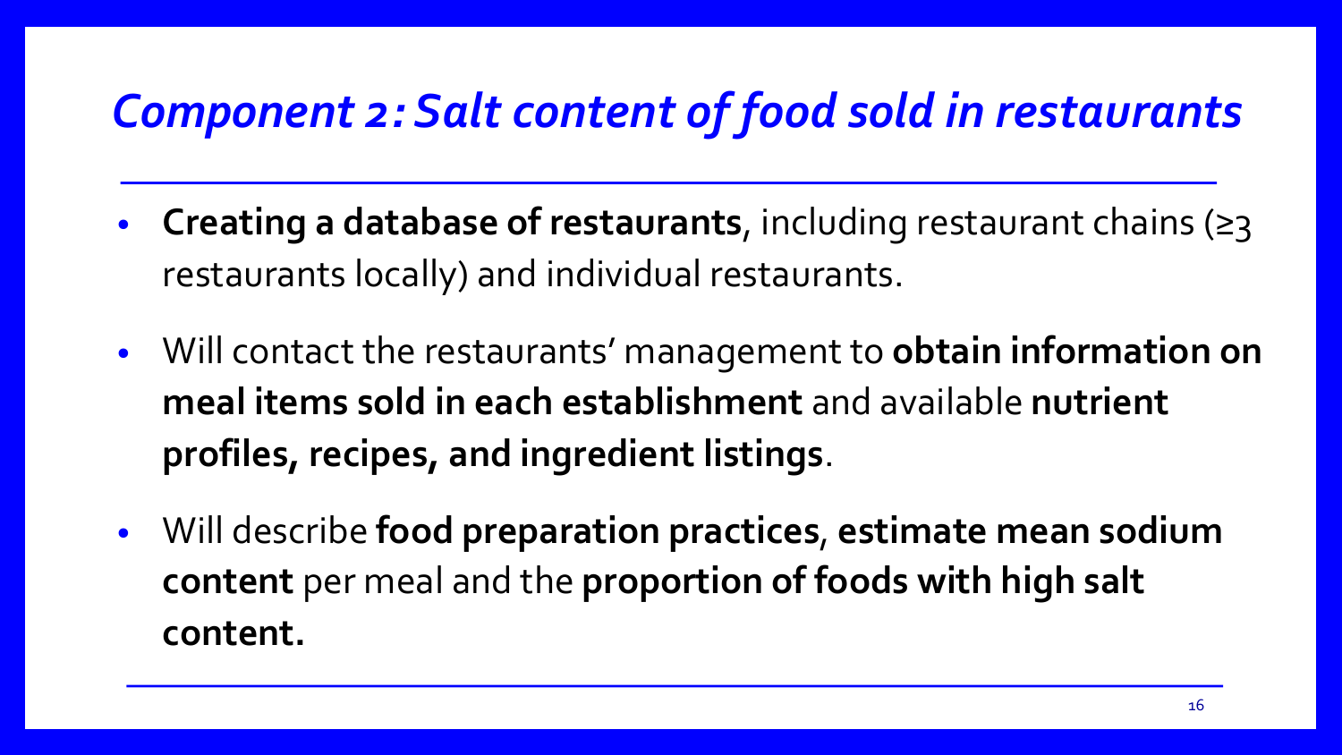## *Component 2: Salt content of food sold in restaurants*

- **Creating a database of restaurants**, including restaurant chains (≥3 restaurants locally) and individual restaurants.
- Will contact the restaurants' management to **obtain information on meal items sold in each establishment** and available **nutrient profiles, recipes, and ingredient listings**.
- Will describe **food preparation practices**, **estimate mean sodium content** per meal and the **proportion of foods with high salt content.**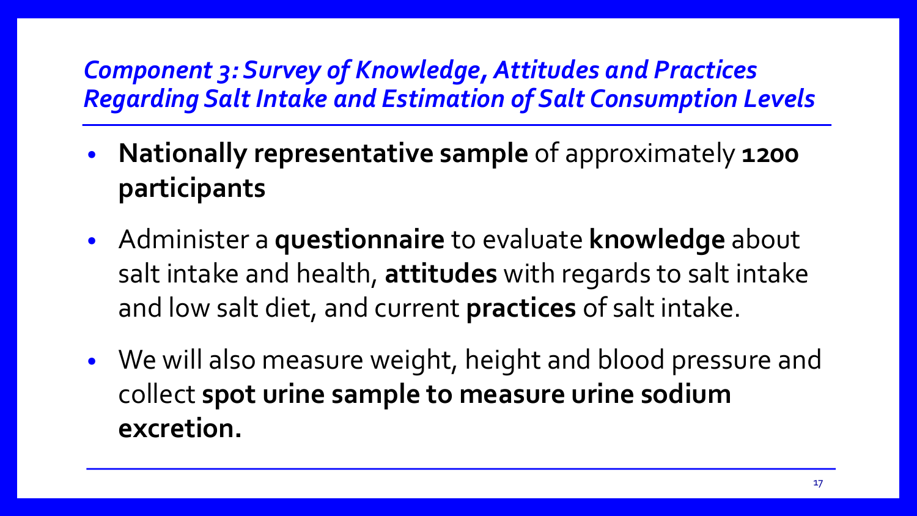## *Component 3: Survey of Knowledge, Attitudes and Practices Regarding Salt Intake and Estimation of Salt Consumption Levels*

- **Nationally representative sample** of approximately **1200 participants**
- Administer a **questionnaire** to evaluate **knowledge** about salt intake and health, **attitudes** with regards to salt intake and low salt diet, and current **practices** of salt intake.
- We will also measure weight, height and blood pressure and collect **spot urine sample to measure urine sodium excretion.**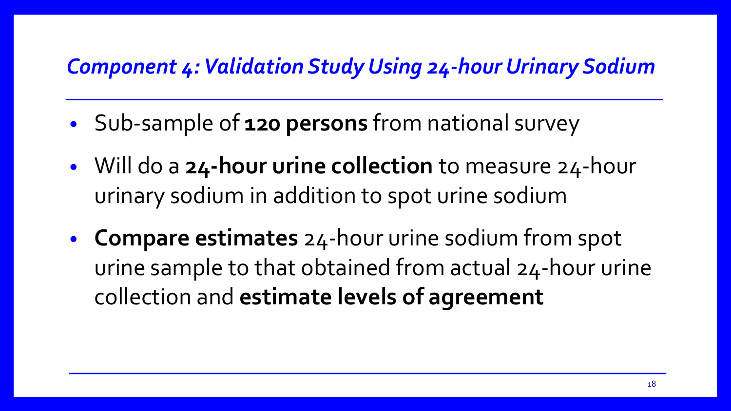## *Component 4: Validation Study Using 24-hour Urinary Sodium*

- Sub-sample of **120 persons** from national survey
- Will do a **24-hour urine collection** to measure 24-hour urinary sodium in addition to spot urine sodium
- **Compare estimates** 24-hour urine sodium from spot urine sample to that obtained from actual 24-hour urine collection and **estimate levels of agreement**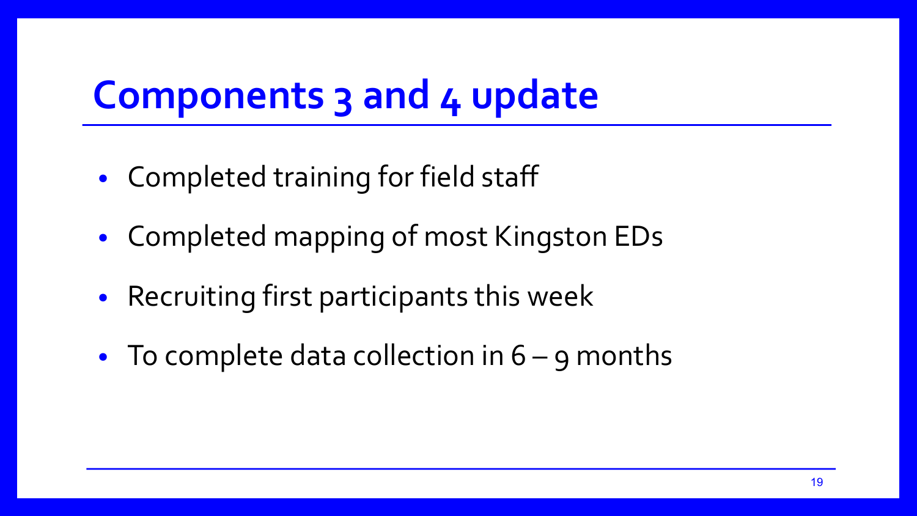# Components 3 and 4 update

- Completed training for field staff
- Completed mapping of most Kingston EDs
- Recruiting first participants this week
- To complete data collection in 6 – 9 months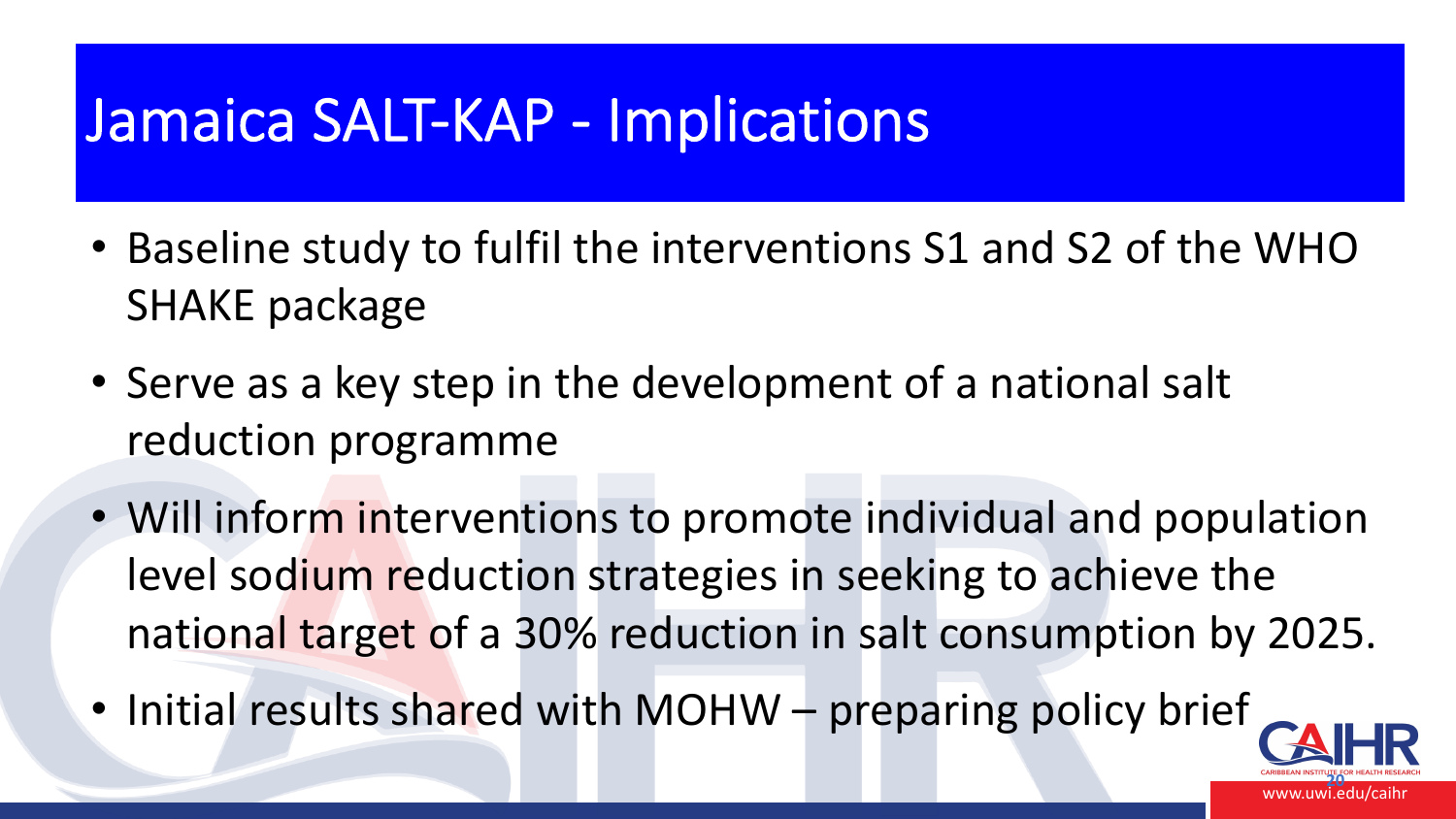# Jamaica SALT-KAP - Implications

- Baseline study to fulfil the interventions S1 and S2 of the WHO SHAKE package
- Serve as a key step in the development of a national salt reduction programme
- Will inform interventions to promote individual and population level sodium reduction strategies in seeking to achieve the national target of a 30% reduction in salt consumption by 2025.
- Initial results shared with MOHW – preparing policy brief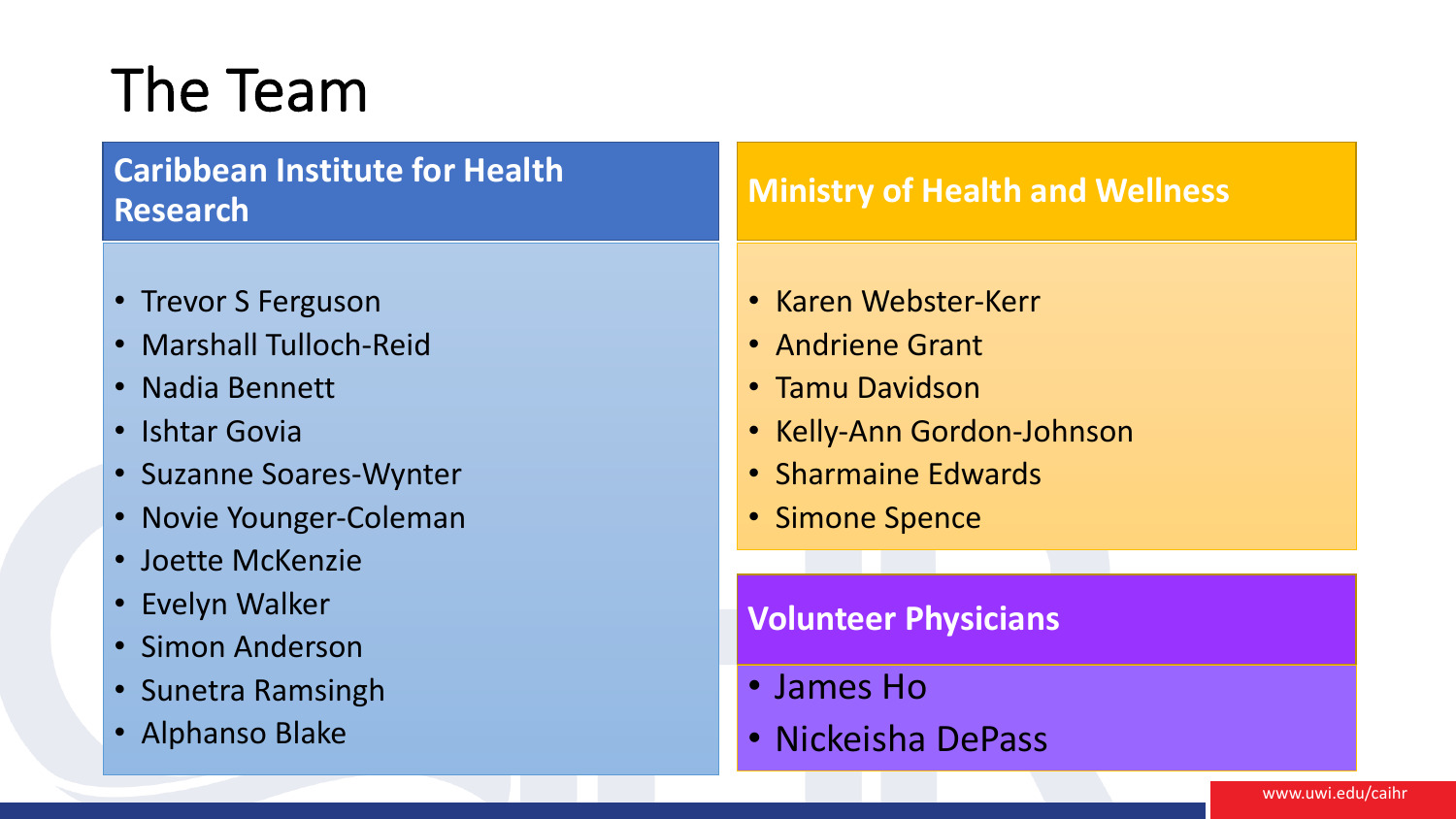# The Team

## Caribbean Institute for Health Research

- Trevor S Ferguson
- Marshall Tulloch-Reid
- Nadia Bennett
- Ishtar Govia
- Suzanne Soares-Wynter
- Novie Younger-Coleman
- Joette McKenzie
- Evelyn Walker
- Simon Anderson
- Sunetra Ramsingh
- Alphanso Blake

## Ministry of Health and Wellness

- Karen Webster-Kerr
- Andriene Grant
- Tamu Davidson
- Kelly-Ann Gordon-Johnson
- Sharmaine Edwards
- Simone Spence

## Volunteer Physicians

- James Ho
- Nickeisha DePass

www.uwi.edu/caihr